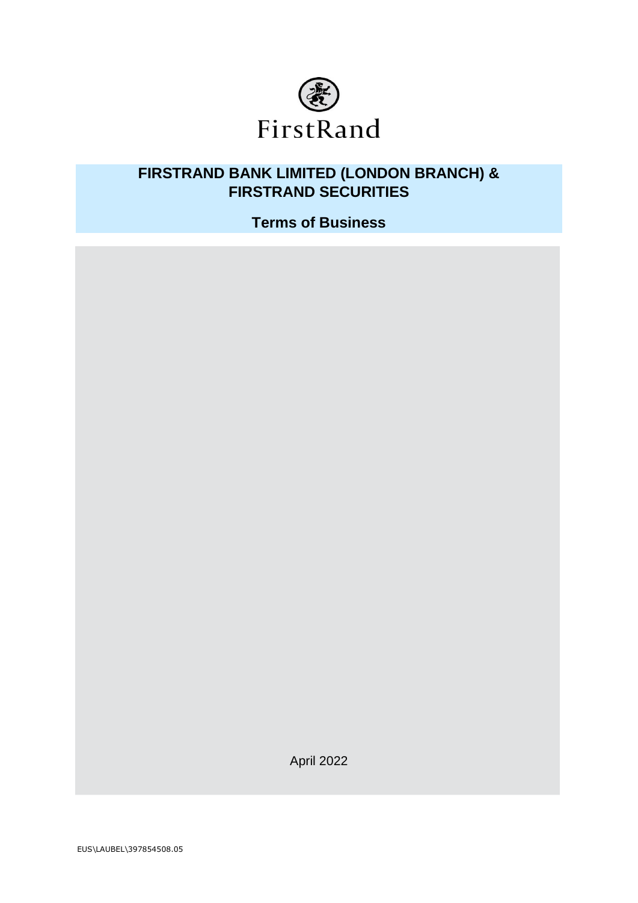FirstRand

# FIRSTRAND BANK LIMITED (LONDON BRANCH) & FIRSTRAND SECURITIES

## Terms of Business

April 2022

EUS\LAUBEL\397854508.05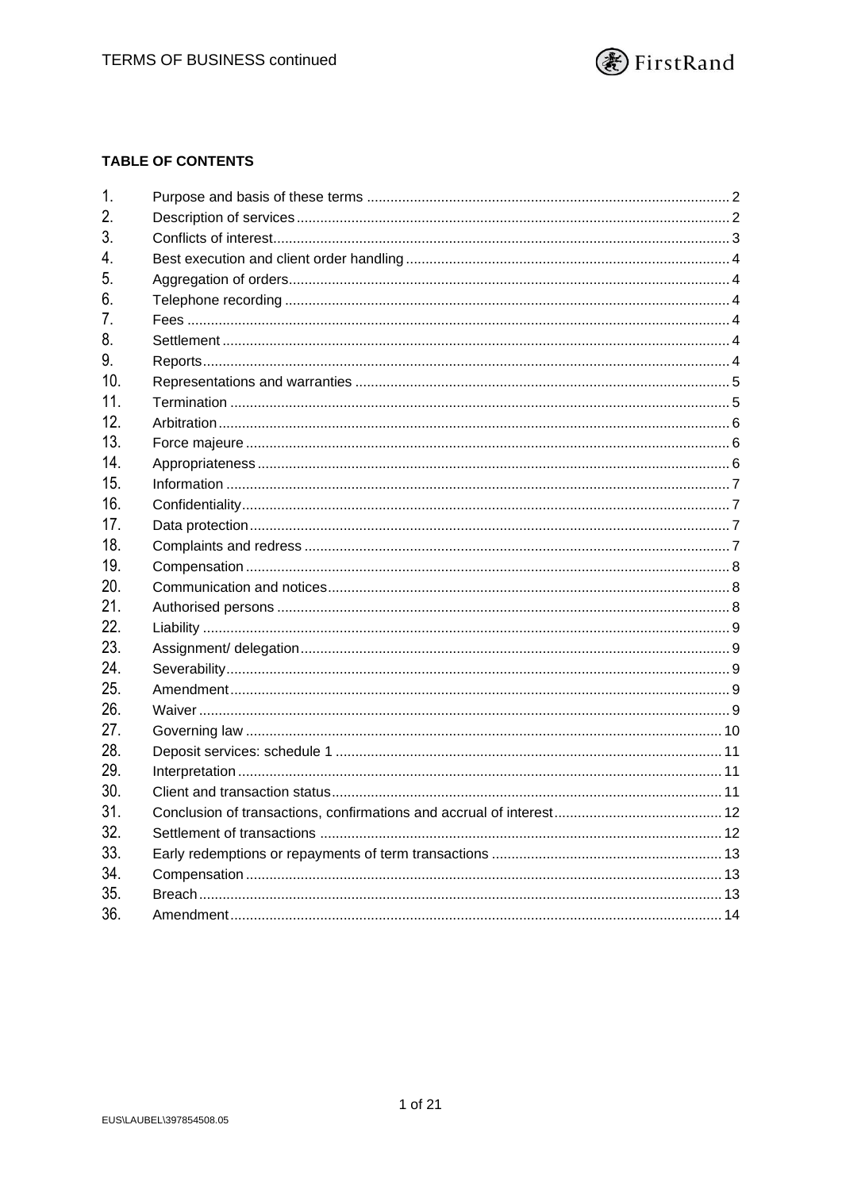**TABLE OF CONTENTS**

| | | |
|---|---|---|
| 1. | Purpose and basis of these terms | 2 |
| 2. | Description of services | 2 |
| 3. | Conflicts of interest | 3 |
| 4. | Best execution and client order handling | 4 |
| 5. | Aggregation of orders | 4 |
| 6. | Telephone recording | 4 |
| 7. | Fees | 4 |
| 8. | Settlement | 4 |
| 9. | Reports | 4 |
| 10. | Representations and warranties | 5 |
| 11. | Termination | 5 |
| 12. | Arbitration | 6 |
| 13. | Force majeure | 6 |
| 14. | Appropriateness | 6 |
| 15. | Information | 7 |
| 16. | Confidentiality | 7 |
| 17. | Data protection | 7 |
| 18. | Complaints and redress | 7 |
| 19. | Compensation | 8 |
| 20. | Communication and notices | 8 |
| 21. | Authorised persons | 8 |
| 22. | Liability | 9 |
| 23. | Assignment/ delegation | 9 |
| 24. | Severability | 9 |
| 25. | Amendment | 9 |
| 26. | Waiver | 9 |
| 27. | Governing law | 10 |
| 28. | Deposit services: schedule 1 | 11 |
| 29. | Interpretation | 11 |
| 30. | Client and transaction status | 11 |
| 31. | Conclusion of transactions, confirmations and accrual of interest | 12 |
| 32. | Settlement of transactions | 12 |
| 33. | Early redemptions or repayments of term transactions | 13 |
| 34. | Compensation | 13 |
| 35. | Breach | 13 |
| 36. | Amendment | 14 |

EUS\LAUBEL\397854508.05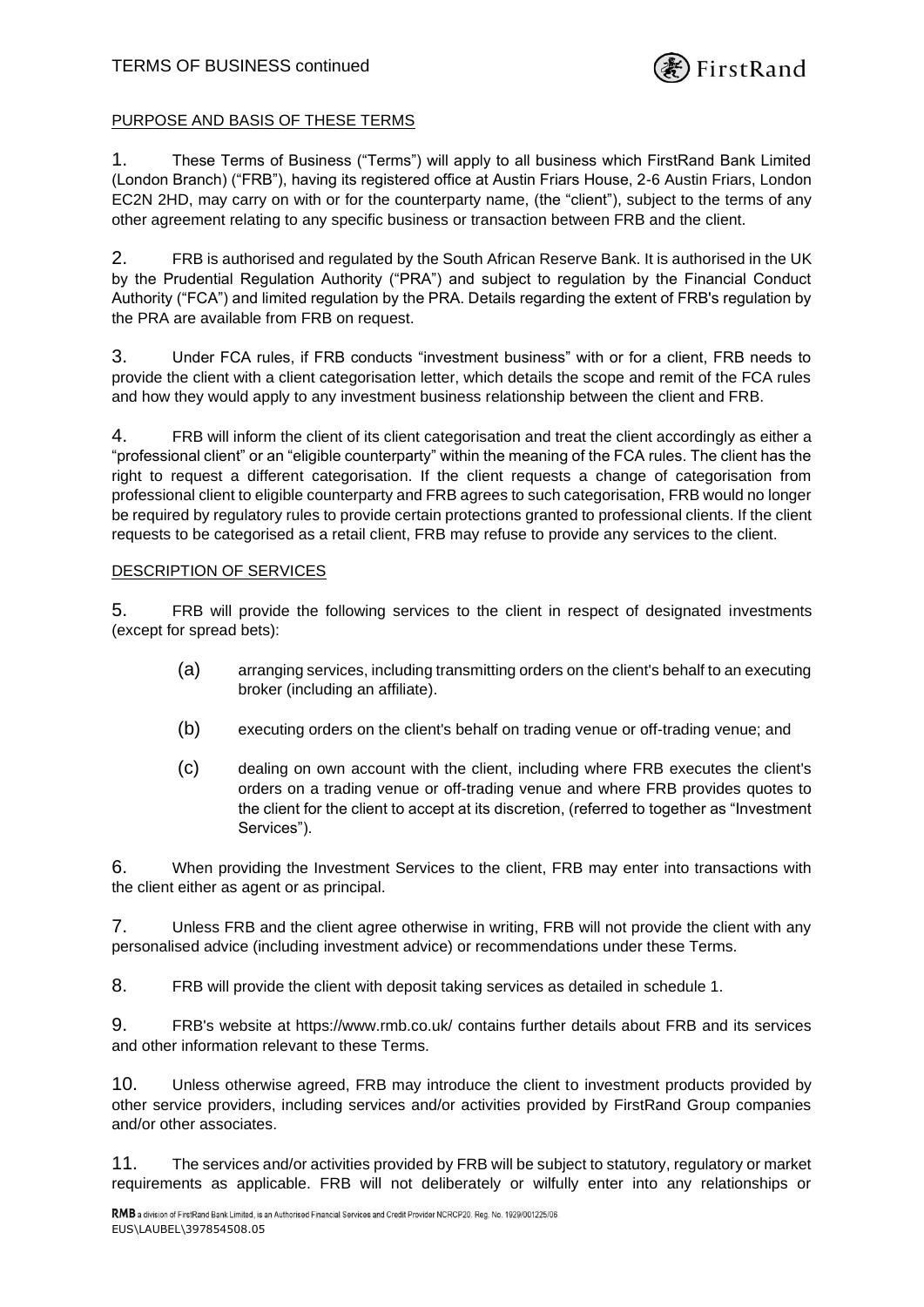## PURPOSE AND BASIS OF THESE TERMS

1. These Terms of Business ("Terms") will apply to all business which FirstRand Bank Limited (London Branch) ("FRB"), having its registered office at Austin Friars House, 2-6 Austin Friars, London EC2N 2HD, may carry on with or for the counterparty name, (the "client"), subject to the terms of any other agreement relating to any specific business or transaction between FRB and the client.

2. FRB is authorised and regulated by the South African Reserve Bank. It is authorised in the UK by the Prudential Regulation Authority ("PRA") and subject to regulation by the Financial Conduct Authority ("FCA") and limited regulation by the PRA. Details regarding the extent of FRB's regulation by the PRA are available from FRB on request.

3. Under FCA rules, if FRB conducts "investment business" with or for a client, FRB needs to provide the client with a client categorisation letter, which details the scope and remit of the FCA rules and how they would apply to any investment business relationship between the client and FRB.

4. FRB will inform the client of its client categorisation and treat the client accordingly as either a "professional client" or an "eligible counterparty" within the meaning of the FCA rules. The client has the right to request a different categorisation. If the client requests a change of categorisation from professional client to eligible counterparty and FRB agrees to such categorisation, FRB would no longer be required by regulatory rules to provide certain protections granted to professional clients. If the client requests to be categorised as a retail client, FRB may refuse to provide any services to the client.

## DESCRIPTION OF SERVICES

5. FRB will provide the following services to the client in respect of designated investments (except for spread bets):

   (a) arranging services, including transmitting orders on the client's behalf to an executing broker (including an affiliate).

   (b) executing orders on the client's behalf on trading venue or off-trading venue; and

   (c) dealing on own account with the client, including where FRB executes the client's orders on a trading venue or off-trading venue and where FRB provides quotes to the client for the client to accept at its discretion, (referred to together as "Investment Services").

6. When providing the Investment Services to the client, FRB may enter into transactions with the client either as agent or as principal.

7. Unless FRB and the client agree otherwise in writing, FRB will not provide the client with any personalised advice (including investment advice) or recommendations under these Terms.

8. FRB will provide the client with deposit taking services as detailed in schedule 1.

9. FRB's website at https://www.rmb.co.uk/ contains further details about FRB and its services and other information relevant to these Terms.

10. Unless otherwise agreed, FRB may introduce the client to investment products provided by other service providers, including services and/or activities provided by FirstRand Group companies and/or other associates.

11. The services and/or activities provided by FRB will be subject to statutory, regulatory or market requirements as applicable. FRB will not deliberately or wilfully enter into any relationships or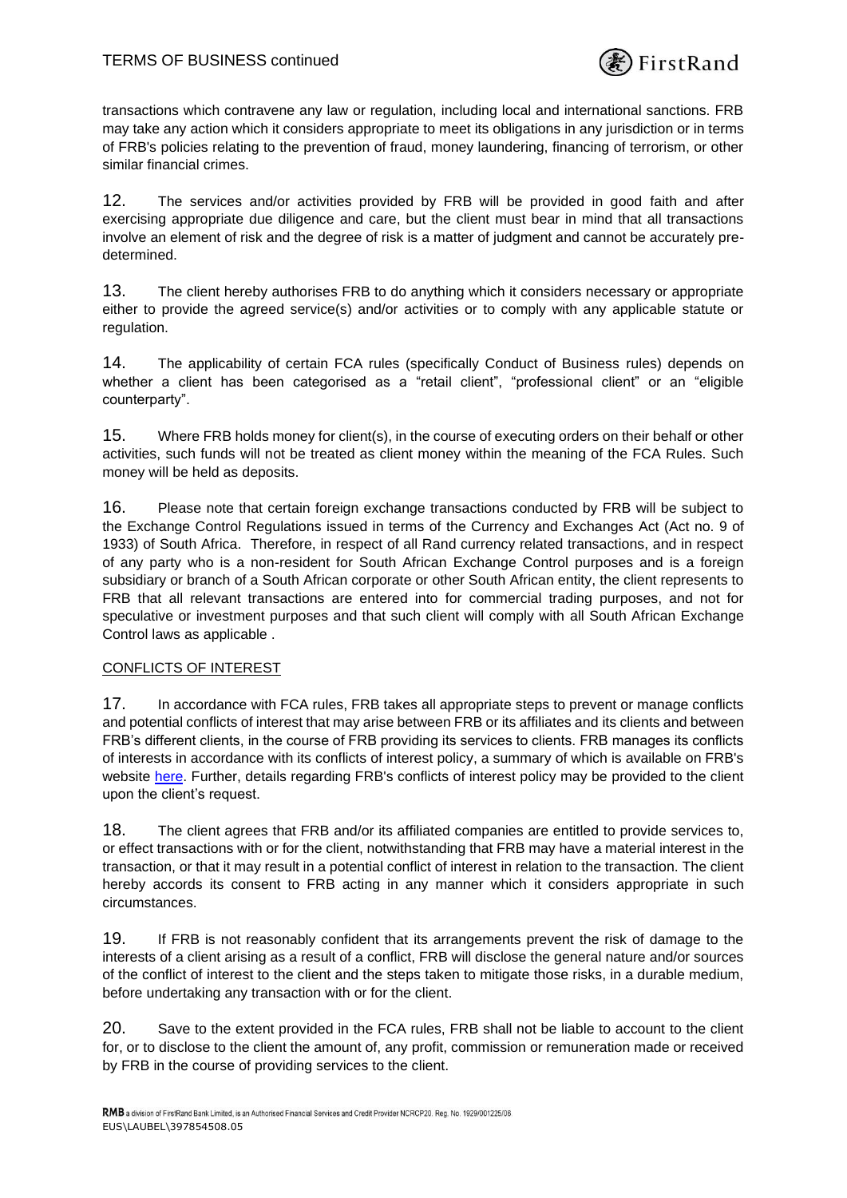transactions which contravene any law or regulation, including local and international sanctions. FRB may take any action which it considers appropriate to meet its obligations in any jurisdiction or in terms of FRB's policies relating to the prevention of fraud, money laundering, financing of terrorism, or other similar financial crimes.

12. The services and/or activities provided by FRB will be provided in good faith and after exercising appropriate due diligence and care, but the client must bear in mind that all transactions involve an element of risk and the degree of risk is a matter of judgment and cannot be accurately pre-determined.

13. The client hereby authorises FRB to do anything which it considers necessary or appropriate either to provide the agreed service(s) and/or activities or to comply with any applicable statute or regulation.

14. The applicability of certain FCA rules (specifically Conduct of Business rules) depends on whether a client has been categorised as a "retail client", "professional client" or an "eligible counterparty".

15. Where FRB holds money for client(s), in the course of executing orders on their behalf or other activities, such funds will not be treated as client money within the meaning of the FCA Rules. Such money will be held as deposits.

16. Please note that certain foreign exchange transactions conducted by FRB will be subject to the Exchange Control Regulations issued in terms of the Currency and Exchanges Act (Act no. 9 of 1933) of South Africa. Therefore, in respect of all Rand currency related transactions, and in respect of any party who is a non-resident for South African Exchange Control purposes and is a foreign subsidiary or branch of a South African corporate or other South African entity, the client represents to FRB that all relevant transactions are entered into for commercial trading purposes, and not for speculative or investment purposes and that such client will comply with all South African Exchange Control laws as applicable .

## CONFLICTS OF INTEREST

17. In accordance with FCA rules, FRB takes all appropriate steps to prevent or manage conflicts and potential conflicts of interest that may arise between FRB or its affiliates and its clients and between FRB's different clients, in the course of FRB providing its services to clients. FRB manages its conflicts of interests in accordance with its conflicts of interest policy, a summary of which is available on FRB's website here. Further, details regarding FRB's conflicts of interest policy may be provided to the client upon the client's request.

18. The client agrees that FRB and/or its affiliated companies are entitled to provide services to, or effect transactions with or for the client, notwithstanding that FRB may have a material interest in the transaction, or that it may result in a potential conflict of interest in relation to the transaction. The client hereby accords its consent to FRB acting in any manner which it considers appropriate in such circumstances.

19. If FRB is not reasonably confident that its arrangements prevent the risk of damage to the interests of a client arising as a result of a conflict, FRB will disclose the general nature and/or sources of the conflict of interest to the client and the steps taken to mitigate those risks, in a durable medium, before undertaking any transaction with or for the client.

20. Save to the extent provided in the FCA rules, FRB shall not be liable to account to the client for, or to disclose to the client the amount of, any profit, commission or remuneration made or received by FRB in the course of providing services to the client.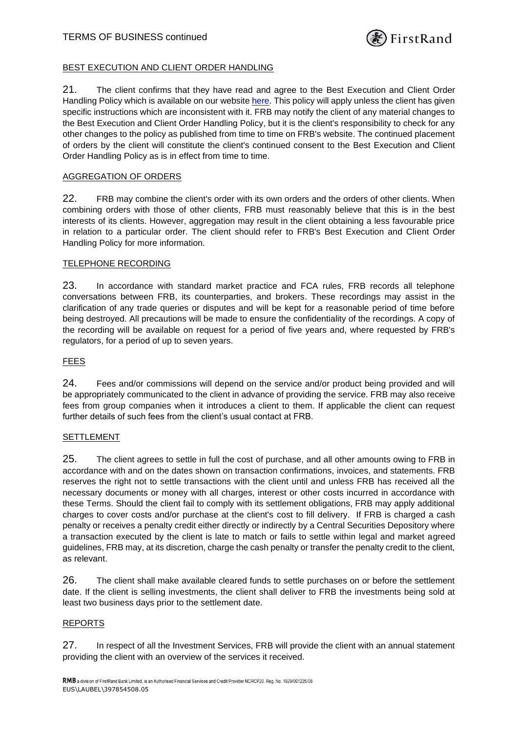## BEST EXECUTION AND CLIENT ORDER HANDLING

21. The client confirms that they have read and agree to the Best Execution and Client Order Handling Policy which is available on our website here. This policy will apply unless the client has given specific instructions which are inconsistent with it. FRB may notify the client of any material changes to the Best Execution and Client Order Handling Policy, but it is the client's responsibility to check for any other changes to the policy as published from time to time on FRB's website. The continued placement of orders by the client will constitute the client's continued consent to the Best Execution and Client Order Handling Policy as is in effect from time to time.

## AGGREGATION OF ORDERS

22. FRB may combine the client's order with its own orders and the orders of other clients. When combining orders with those of other clients, FRB must reasonably believe that this is in the best interests of its clients. However, aggregation may result in the client obtaining a less favourable price in relation to a particular order. The client should refer to FRB's Best Execution and Client Order Handling Policy for more information.

## TELEPHONE RECORDING

23. In accordance with standard market practice and FCA rules, FRB records all telephone conversations between FRB, its counterparties, and brokers. These recordings may assist in the clarification of any trade queries or disputes and will be kept for a reasonable period of time before being destroyed. All precautions will be made to ensure the confidentiality of the recordings. A copy of the recording will be available on request for a period of five years and, where requested by FRB's regulators, for a period of up to seven years.

## FEES

24. Fees and/or commissions will depend on the service and/or product being provided and will be appropriately communicated to the client in advance of providing the service. FRB may also receive fees from group companies when it introduces a client to them. If applicable the client can request further details of such fees from the client's usual contact at FRB.

## SETTLEMENT

25. The client agrees to settle in full the cost of purchase, and all other amounts owing to FRB in accordance with and on the dates shown on transaction confirmations, invoices, and statements. FRB reserves the right not to settle transactions with the client until and unless FRB has received all the necessary documents or money with all charges, interest or other costs incurred in accordance with these Terms. Should the client fail to comply with its settlement obligations, FRB may apply additional charges to cover costs and/or purchase at the client's cost to fill delivery. If FRB is charged a cash penalty or receives a penalty credit either directly or indirectly by a Central Securities Depository where a transaction executed by the client is late to match or fails to settle within legal and market agreed guidelines, FRB may, at its discretion, charge the cash penalty or transfer the penalty credit to the client, as relevant.

26. The client shall make available cleared funds to settle purchases on or before the settlement date. If the client is selling investments, the client shall deliver to FRB the investments being sold at least two business days prior to the settlement date.

## REPORTS

27. In respect of all the Investment Services, FRB will provide the client with an annual statement providing the client with an overview of the services it received.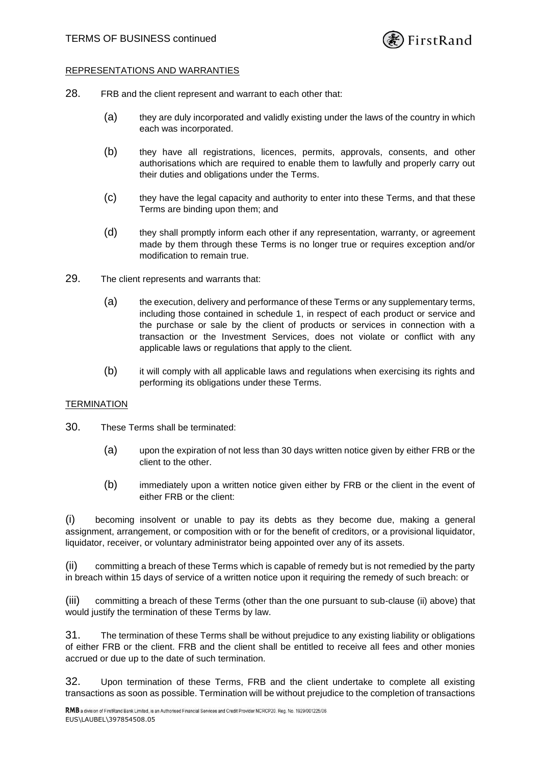REPRESENTATIONS AND WARRANTIES

28. FRB and the client represent and warrant to each other that:

   (a) they are duly incorporated and validly existing under the laws of the country in which each was incorporated.

   (b) they have all registrations, licences, permits, approvals, consents, and other authorisations which are required to enable them to lawfully and properly carry out their duties and obligations under the Terms.

   (c) they have the legal capacity and authority to enter into these Terms, and that these Terms are binding upon them; and

   (d) they shall promptly inform each other if any representation, warranty, or agreement made by them through these Terms is no longer true or requires exception and/or modification to remain true.

29. The client represents and warrants that:

   (a) the execution, delivery and performance of these Terms or any supplementary terms, including those contained in schedule 1, in respect of each product or service and the purchase or sale by the client of products or services in connection with a transaction or the Investment Services, does not violate or conflict with any applicable laws or regulations that apply to the client.

   (b) it will comply with all applicable laws and regulations when exercising its rights and performing its obligations under these Terms.

TERMINATION

30. These Terms shall be terminated:

   (a) upon the expiration of not less than 30 days written notice given by either FRB or the client to the other.

   (b) immediately upon a written notice given either by FRB or the client in the event of either FRB or the client:

(i) becoming insolvent or unable to pay its debts as they become due, making a general assignment, arrangement, or composition with or for the benefit of creditors, or a provisional liquidator, liquidator, receiver, or voluntary administrator being appointed over any of its assets.

(ii) committing a breach of these Terms which is capable of remedy but is not remedied by the party in breach within 15 days of service of a written notice upon it requiring the remedy of such breach: or

(iii) committing a breach of these Terms (other than the one pursuant to sub-clause (ii) above) that would justify the termination of these Terms by law.

31. The termination of these Terms shall be without prejudice to any existing liability or obligations of either FRB or the client. FRB and the client shall be entitled to receive all fees and other monies accrued or due up to the date of such termination.

32. Upon termination of these Terms, FRB and the client undertake to complete all existing transactions as soon as possible. Termination will be without prejudice to the completion of transactions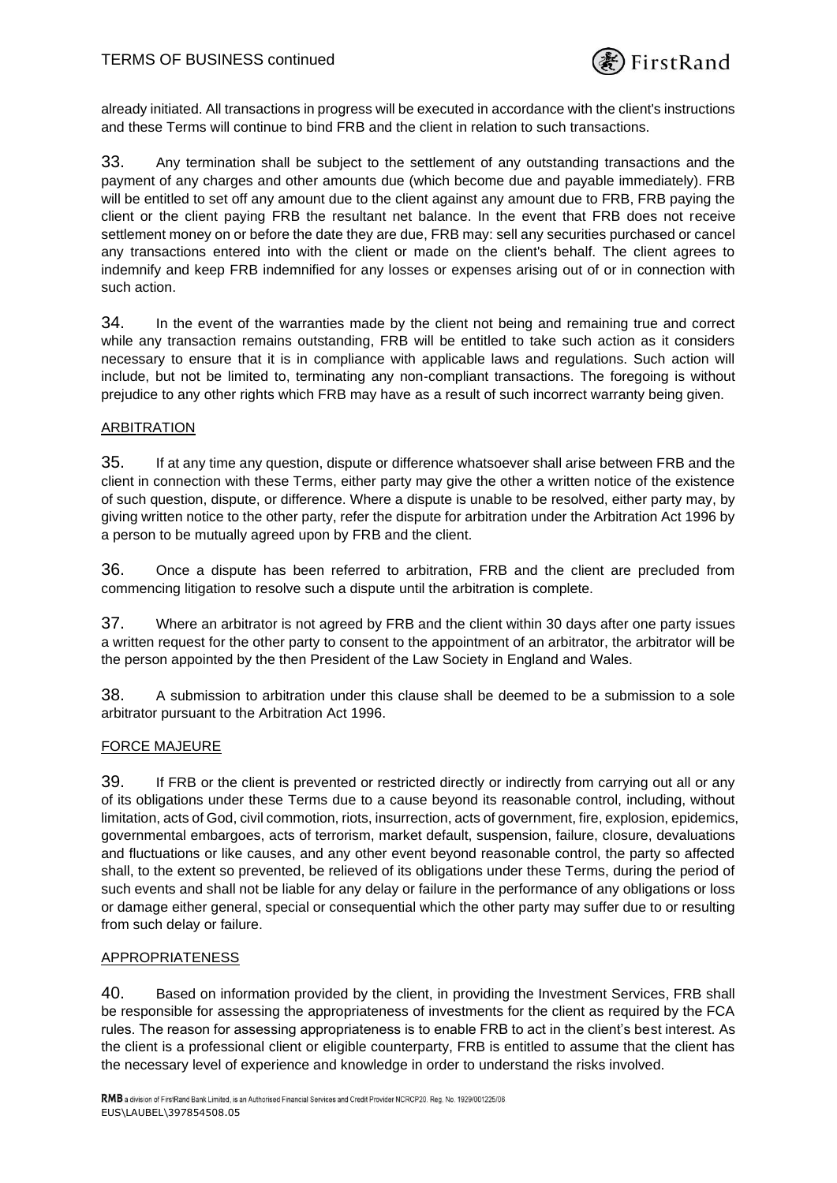already initiated. All transactions in progress will be executed in accordance with the client's instructions and these Terms will continue to bind FRB and the client in relation to such transactions.

33. Any termination shall be subject to the settlement of any outstanding transactions and the payment of any charges and other amounts due (which become due and payable immediately). FRB will be entitled to set off any amount due to the client against any amount due to FRB, FRB paying the client or the client paying FRB the resultant net balance. In the event that FRB does not receive settlement money on or before the date they are due, FRB may: sell any securities purchased or cancel any transactions entered into with the client or made on the client's behalf. The client agrees to indemnify and keep FRB indemnified for any losses or expenses arising out of or in connection with such action.

34. In the event of the warranties made by the client not being and remaining true and correct while any transaction remains outstanding, FRB will be entitled to take such action as it considers necessary to ensure that it is in compliance with applicable laws and regulations. Such action will include, but not be limited to, terminating any non-compliant transactions. The foregoing is without prejudice to any other rights which FRB may have as a result of such incorrect warranty being given.

## ARBITRATION

35. If at any time any question, dispute or difference whatsoever shall arise between FRB and the client in connection with these Terms, either party may give the other a written notice of the existence of such question, dispute, or difference. Where a dispute is unable to be resolved, either party may, by giving written notice to the other party, refer the dispute for arbitration under the Arbitration Act 1996 by a person to be mutually agreed upon by FRB and the client.

36. Once a dispute has been referred to arbitration, FRB and the client are precluded from commencing litigation to resolve such a dispute until the arbitration is complete.

37. Where an arbitrator is not agreed by FRB and the client within 30 days after one party issues a written request for the other party to consent to the appointment of an arbitrator, the arbitrator will be the person appointed by the then President of the Law Society in England and Wales.

38. A submission to arbitration under this clause shall be deemed to be a submission to a sole arbitrator pursuant to the Arbitration Act 1996.

## FORCE MAJEURE

39. If FRB or the client is prevented or restricted directly or indirectly from carrying out all or any of its obligations under these Terms due to a cause beyond its reasonable control, including, without limitation, acts of God, civil commotion, riots, insurrection, acts of government, fire, explosion, epidemics, governmental embargoes, acts of terrorism, market default, suspension, failure, closure, devaluations and fluctuations or like causes, and any other event beyond reasonable control, the party so affected shall, to the extent so prevented, be relieved of its obligations under these Terms, during the period of such events and shall not be liable for any delay or failure in the performance of any obligations or loss or damage either general, special or consequential which the other party may suffer due to or resulting from such delay or failure.

## APPROPRIATENESS

40. Based on information provided by the client, in providing the Investment Services, FRB shall be responsible for assessing the appropriateness of investments for the client as required by the FCA rules. The reason for assessing appropriateness is to enable FRB to act in the client's best interest. As the client is a professional client or eligible counterparty, FRB is entitled to assume that the client has the necessary level of experience and knowledge in order to understand the risks involved.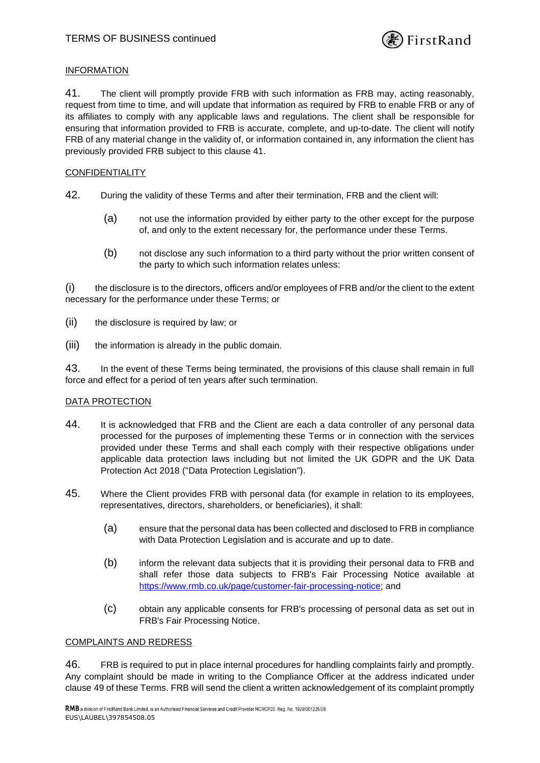INFORMATION

41. The client will promptly provide FRB with such information as FRB may, acting reasonably, request from time to time, and will update that information as required by FRB to enable FRB or any of its affiliates to comply with any applicable laws and regulations. The client shall be responsible for ensuring that information provided to FRB is accurate, complete, and up-to-date. The client will notify FRB of any material change in the validity of, or information contained in, any information the client has previously provided FRB subject to this clause 41.

CONFIDENTIALITY

42. During the validity of these Terms and after their termination, FRB and the client will:

(a) not use the information provided by either party to the other except for the purpose of, and only to the extent necessary for, the performance under these Terms.

(b) not disclose any such information to a third party without the prior written consent of the party to which such information relates unless:

(i) the disclosure is to the directors, officers and/or employees of FRB and/or the client to the extent necessary for the performance under these Terms; or

(ii) the disclosure is required by law; or

(iii) the information is already in the public domain.

43. In the event of these Terms being terminated, the provisions of this clause shall remain in full force and effect for a period of ten years after such termination.

DATA PROTECTION

44. It is acknowledged that FRB and the Client are each a data controller of any personal data processed for the purposes of implementing these Terms or in connection with the services provided under these Terms and shall each comply with their respective obligations under applicable data protection laws including but not limited the UK GDPR and the UK Data Protection Act 2018 ("Data Protection Legislation").

45. Where the Client provides FRB with personal data (for example in relation to its employees, representatives, directors, shareholders, or beneficiaries), it shall:

(a) ensure that the personal data has been collected and disclosed to FRB in compliance with Data Protection Legislation and is accurate and up to date.

(b) inform the relevant data subjects that it is providing their personal data to FRB and shall refer those data subjects to FRB's Fair Processing Notice available at https://www.rmb.co.uk/page/customer-fair-processing-notice; and

(c) obtain any applicable consents for FRB's processing of personal data as set out in FRB's Fair Processing Notice.

COMPLAINTS AND REDRESS

46. FRB is required to put in place internal procedures for handling complaints fairly and promptly. Any complaint should be made in writing to the Compliance Officer at the address indicated under clause 49 of these Terms. FRB will send the client a written acknowledgement of its complaint promptly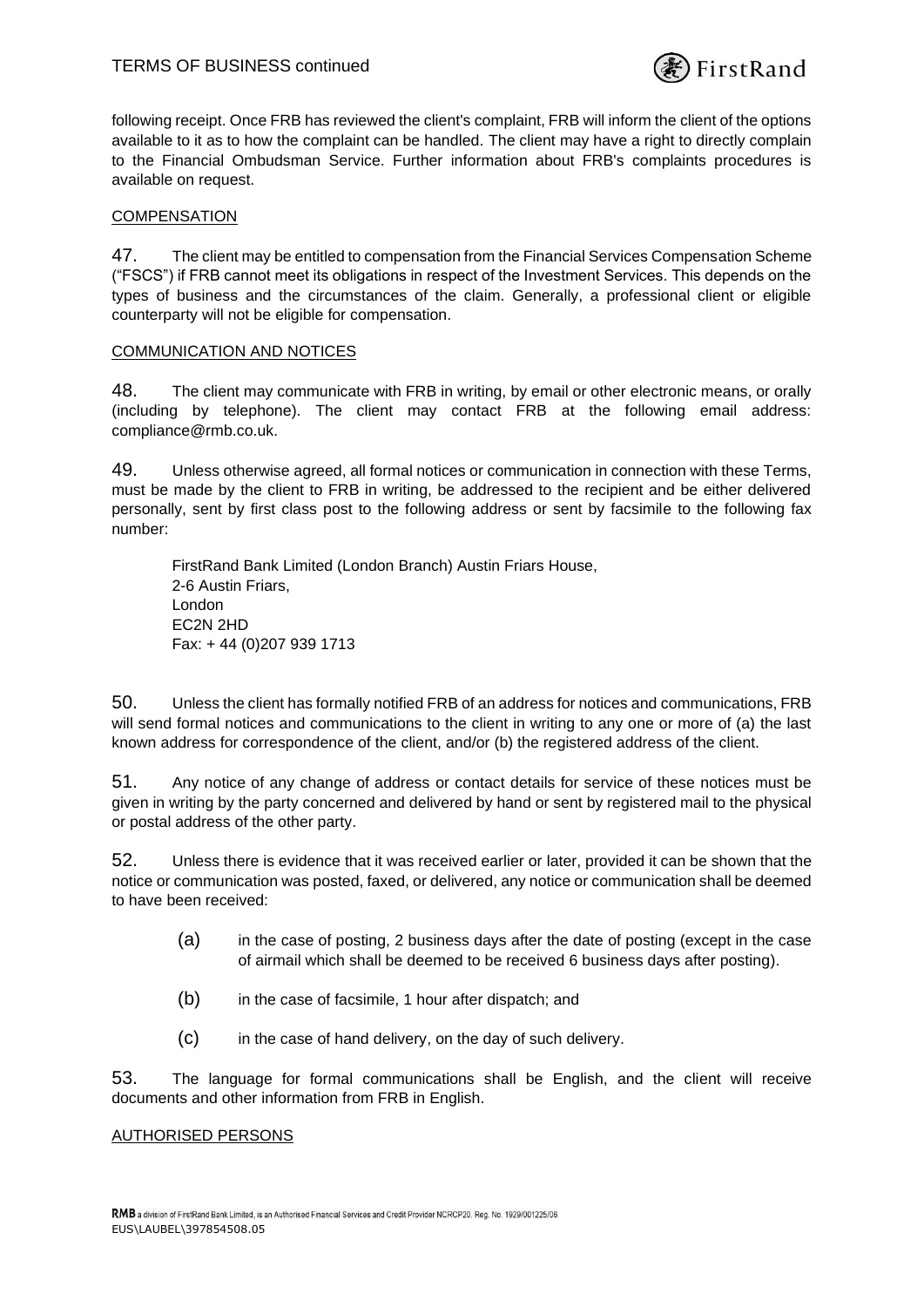following receipt. Once FRB has reviewed the client's complaint, FRB will inform the client of the options available to it as to how the complaint can be handled. The client may have a right to directly complain to the Financial Ombudsman Service. Further information about FRB's complaints procedures is available on request.

## COMPENSATION

47. The client may be entitled to compensation from the Financial Services Compensation Scheme ("FSCS") if FRB cannot meet its obligations in respect of the Investment Services. This depends on the types of business and the circumstances of the claim. Generally, a professional client or eligible counterparty will not be eligible for compensation.

## COMMUNICATION AND NOTICES

48. The client may communicate with FRB in writing, by email or other electronic means, or orally (including by telephone). The client may contact FRB at the following email address: compliance@rmb.co.uk.

49. Unless otherwise agreed, all formal notices or communication in connection with these Terms, must be made by the client to FRB in writing, be addressed to the recipient and be either delivered personally, sent by first class post to the following address or sent by facsimile to the following fax number:

FirstRand Bank Limited (London Branch) Austin Friars House,
2-6 Austin Friars,
London
EC2N 2HD
Fax: + 44 (0)207 939 1713

50. Unless the client has formally notified FRB of an address for notices and communications, FRB will send formal notices and communications to the client in writing to any one or more of (a) the last known address for correspondence of the client, and/or (b) the registered address of the client.

51. Any notice of any change of address or contact details for service of these notices must be given in writing by the party concerned and delivered by hand or sent by registered mail to the physical or postal address of the other party.

52. Unless there is evidence that it was received earlier or later, provided it can be shown that the notice or communication was posted, faxed, or delivered, any notice or communication shall be deemed to have been received:

(a) in the case of posting, 2 business days after the date of posting (except in the case of airmail which shall be deemed to be received 6 business days after posting).

(b) in the case of facsimile, 1 hour after dispatch; and

(c) in the case of hand delivery, on the day of such delivery.

53. The language for formal communications shall be English, and the client will receive documents and other information from FRB in English.

## AUTHORISED PERSONS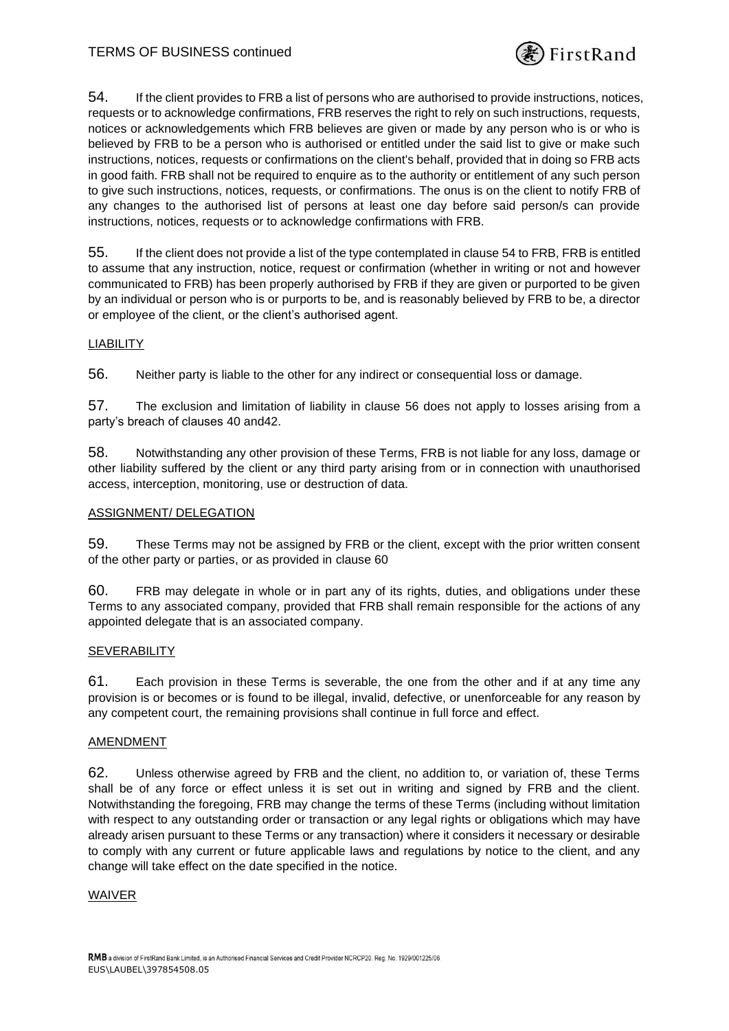54. If the client provides to FRB a list of persons who are authorised to provide instructions, notices, requests or to acknowledge confirmations, FRB reserves the right to rely on such instructions, requests, notices or acknowledgements which FRB believes are given or made by any person who is or who is believed by FRB to be a person who is authorised or entitled under the said list to give or make such instructions, notices, requests or confirmations on the client's behalf, provided that in doing so FRB acts in good faith. FRB shall not be required to enquire as to the authority or entitlement of any such person to give such instructions, notices, requests, or confirmations. The onus is on the client to notify FRB of any changes to the authorised list of persons at least one day before said person/s can provide instructions, notices, requests or to acknowledge confirmations with FRB.

55. If the client does not provide a list of the type contemplated in clause 54 to FRB, FRB is entitled to assume that any instruction, notice, request or confirmation (whether in writing or not and however communicated to FRB) has been properly authorised by FRB if they are given or purported to be given by an individual or person who is or purports to be, and is reasonably believed by FRB to be, a director or employee of the client, or the client's authorised agent.

LIABILITY

56. Neither party is liable to the other for any indirect or consequential loss or damage.

57. The exclusion and limitation of liability in clause 56 does not apply to losses arising from a party's breach of clauses 40 and42.

58. Notwithstanding any other provision of these Terms, FRB is not liable for any loss, damage or other liability suffered by the client or any third party arising from or in connection with unauthorised access, interception, monitoring, use or destruction of data.

ASSIGNMENT/ DELEGATION

59. These Terms may not be assigned by FRB or the client, except with the prior written consent of the other party or parties, or as provided in clause 60

60. FRB may delegate in whole or in part any of its rights, duties, and obligations under these Terms to any associated company, provided that FRB shall remain responsible for the actions of any appointed delegate that is an associated company.

SEVERABILITY

61. Each provision in these Terms is severable, the one from the other and if at any time any provision is or becomes or is found to be illegal, invalid, defective, or unenforceable for any reason by any competent court, the remaining provisions shall continue in full force and effect.

AMENDMENT

62. Unless otherwise agreed by FRB and the client, no addition to, or variation of, these Terms shall be of any force or effect unless it is set out in writing and signed by FRB and the client. Notwithstanding the foregoing, FRB may change the terms of these Terms (including without limitation with respect to any outstanding order or transaction or any legal rights or obligations which may have already arisen pursuant to these Terms or any transaction) where it considers it necessary or desirable to comply with any current or future applicable laws and regulations by notice to the client, and any change will take effect on the date specified in the notice.

WAIVER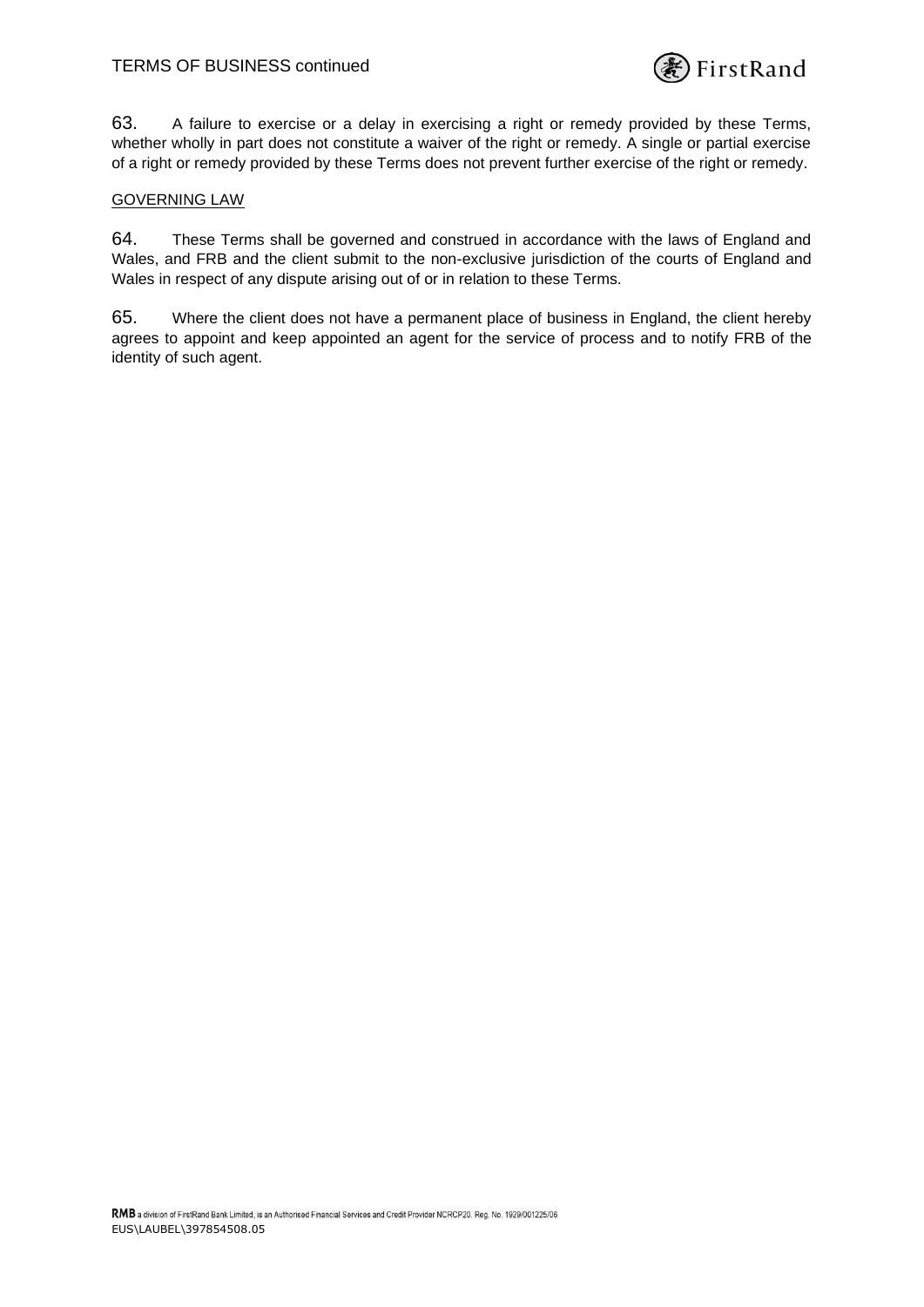63. A failure to exercise or a delay in exercising a right or remedy provided by these Terms, whether wholly in part does not constitute a waiver of the right or remedy. A single or partial exercise of a right or remedy provided by these Terms does not prevent further exercise of the right or remedy.

GOVERNING LAW

64. These Terms shall be governed and construed in accordance with the laws of England and Wales, and FRB and the client submit to the non-exclusive jurisdiction of the courts of England and Wales in respect of any dispute arising out of or in relation to these Terms.

65. Where the client does not have a permanent place of business in England, the client hereby agrees to appoint and keep appointed an agent for the service of process and to notify FRB of the identity of such agent.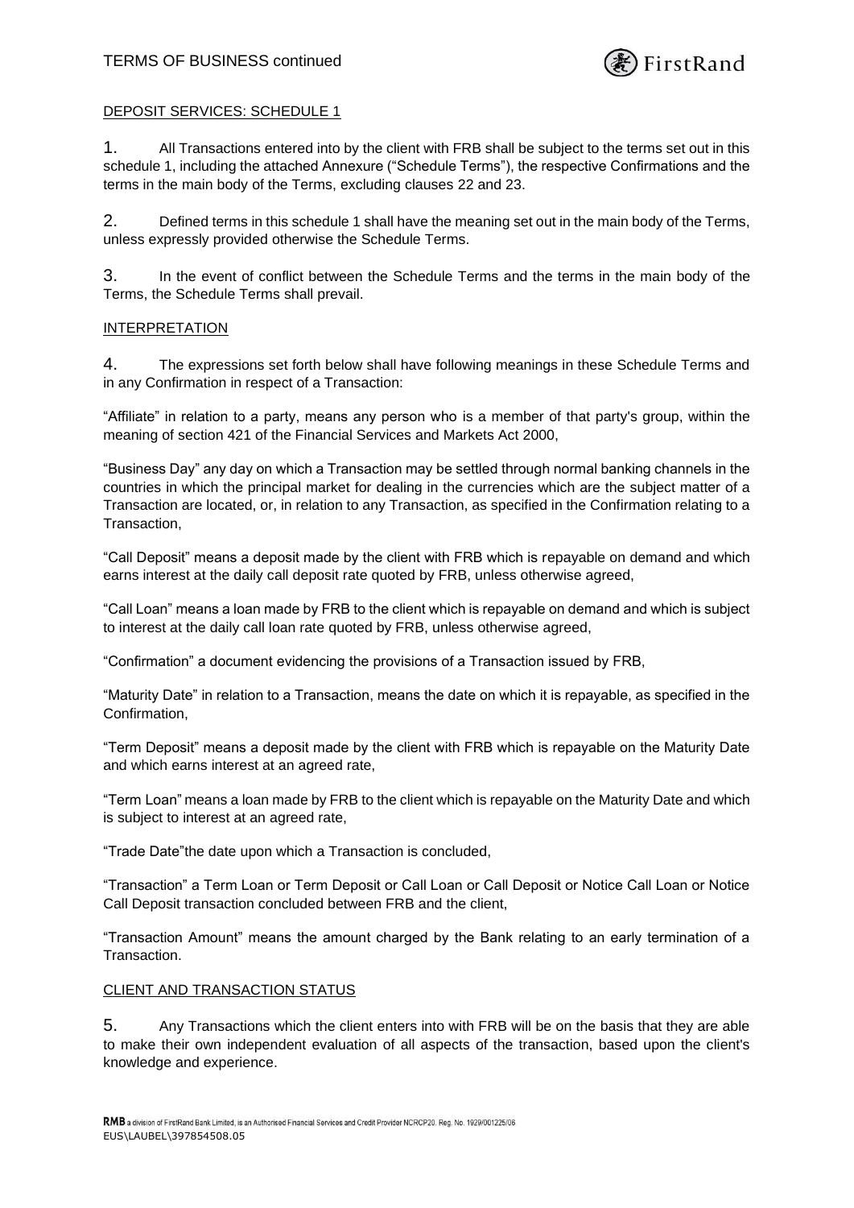DEPOSIT SERVICES: SCHEDULE 1

1. All Transactions entered into by the client with FRB shall be subject to the terms set out in this schedule 1, including the attached Annexure ("Schedule Terms"), the respective Confirmations and the terms in the main body of the Terms, excluding clauses 22 and 23.

2. Defined terms in this schedule 1 shall have the meaning set out in the main body of the Terms, unless expressly provided otherwise the Schedule Terms.

3. In the event of conflict between the Schedule Terms and the terms in the main body of the Terms, the Schedule Terms shall prevail.

INTERPRETATION

4. The expressions set forth below shall have following meanings in these Schedule Terms and in any Confirmation in respect of a Transaction:

"Affiliate" in relation to a party, means any person who is a member of that party's group, within the meaning of section 421 of the Financial Services and Markets Act 2000,

"Business Day" any day on which a Transaction may be settled through normal banking channels in the countries in which the principal market for dealing in the currencies which are the subject matter of a Transaction are located, or, in relation to any Transaction, as specified in the Confirmation relating to a Transaction,

"Call Deposit" means a deposit made by the client with FRB which is repayable on demand and which earns interest at the daily call deposit rate quoted by FRB, unless otherwise agreed,

"Call Loan" means a loan made by FRB to the client which is repayable on demand and which is subject to interest at the daily call loan rate quoted by FRB, unless otherwise agreed,

"Confirmation" a document evidencing the provisions of a Transaction issued by FRB,

"Maturity Date" in relation to a Transaction, means the date on which it is repayable, as specified in the Confirmation,

"Term Deposit" means a deposit made by the client with FRB which is repayable on the Maturity Date and which earns interest at an agreed rate,

"Term Loan" means a loan made by FRB to the client which is repayable on the Maturity Date and which is subject to interest at an agreed rate,

"Trade Date"the date upon which a Transaction is concluded,

"Transaction" a Term Loan or Term Deposit or Call Loan or Call Deposit or Notice Call Loan or Notice Call Deposit transaction concluded between FRB and the client,

"Transaction Amount" means the amount charged by the Bank relating to an early termination of a Transaction.

CLIENT AND TRANSACTION STATUS

5. Any Transactions which the client enters into with FRB will be on the basis that they are able to make their own independent evaluation of all aspects of the transaction, based upon the client's knowledge and experience.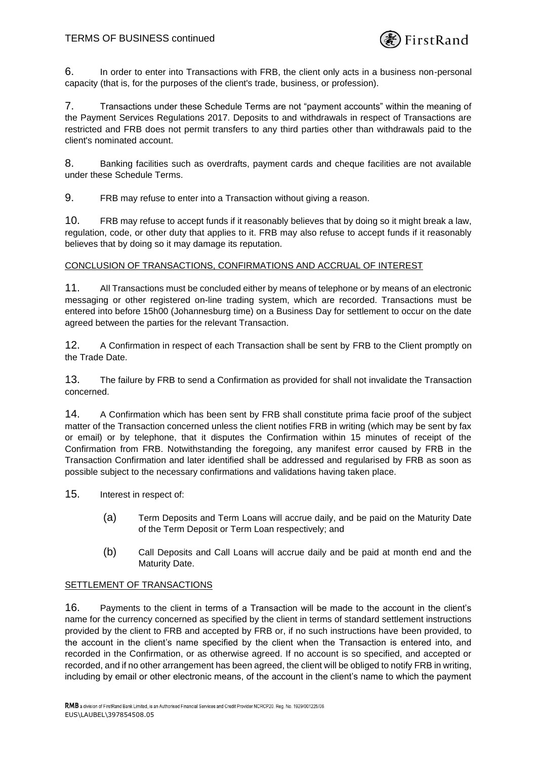6. In order to enter into Transactions with FRB, the client only acts in a business non-personal capacity (that is, for the purposes of the client's trade, business, or profession).

7. Transactions under these Schedule Terms are not "payment accounts" within the meaning of the Payment Services Regulations 2017. Deposits to and withdrawals in respect of Transactions are restricted and FRB does not permit transfers to any third parties other than withdrawals paid to the client's nominated account.

8. Banking facilities such as overdrafts, payment cards and cheque facilities are not available under these Schedule Terms.

9. FRB may refuse to enter into a Transaction without giving a reason.

10. FRB may refuse to accept funds if it reasonably believes that by doing so it might break a law, regulation, code, or other duty that applies to it. FRB may also refuse to accept funds if it reasonably believes that by doing so it may damage its reputation.

CONCLUSION OF TRANSACTIONS, CONFIRMATIONS AND ACCRUAL OF INTEREST

11. All Transactions must be concluded either by means of telephone or by means of an electronic messaging or other registered on-line trading system, which are recorded. Transactions must be entered into before 15h00 (Johannesburg time) on a Business Day for settlement to occur on the date agreed between the parties for the relevant Transaction.

12. A Confirmation in respect of each Transaction shall be sent by FRB to the Client promptly on the Trade Date.

13. The failure by FRB to send a Confirmation as provided for shall not invalidate the Transaction concerned.

14. A Confirmation which has been sent by FRB shall constitute prima facie proof of the subject matter of the Transaction concerned unless the client notifies FRB in writing (which may be sent by fax or email) or by telephone, that it disputes the Confirmation within 15 minutes of receipt of the Confirmation from FRB. Notwithstanding the foregoing, any manifest error caused by FRB in the Transaction Confirmation and later identified shall be addressed and regularised by FRB as soon as possible subject to the necessary confirmations and validations having taken place.

15. Interest in respect of:

   (a) Term Deposits and Term Loans will accrue daily, and be paid on the Maturity Date of the Term Deposit or Term Loan respectively; and

   (b) Call Deposits and Call Loans will accrue daily and be paid at month end and the Maturity Date.

SETTLEMENT OF TRANSACTIONS

16. Payments to the client in terms of a Transaction will be made to the account in the client's name for the currency concerned as specified by the client in terms of standard settlement instructions provided by the client to FRB and accepted by FRB or, if no such instructions have been provided, to the account in the client's name specified by the client when the Transaction is entered into, and recorded in the Confirmation, or as otherwise agreed. If no account is so specified, and accepted or recorded, and if no other arrangement has been agreed, the client will be obliged to notify FRB in writing, including by email or other electronic means, of the account in the client's name to which the payment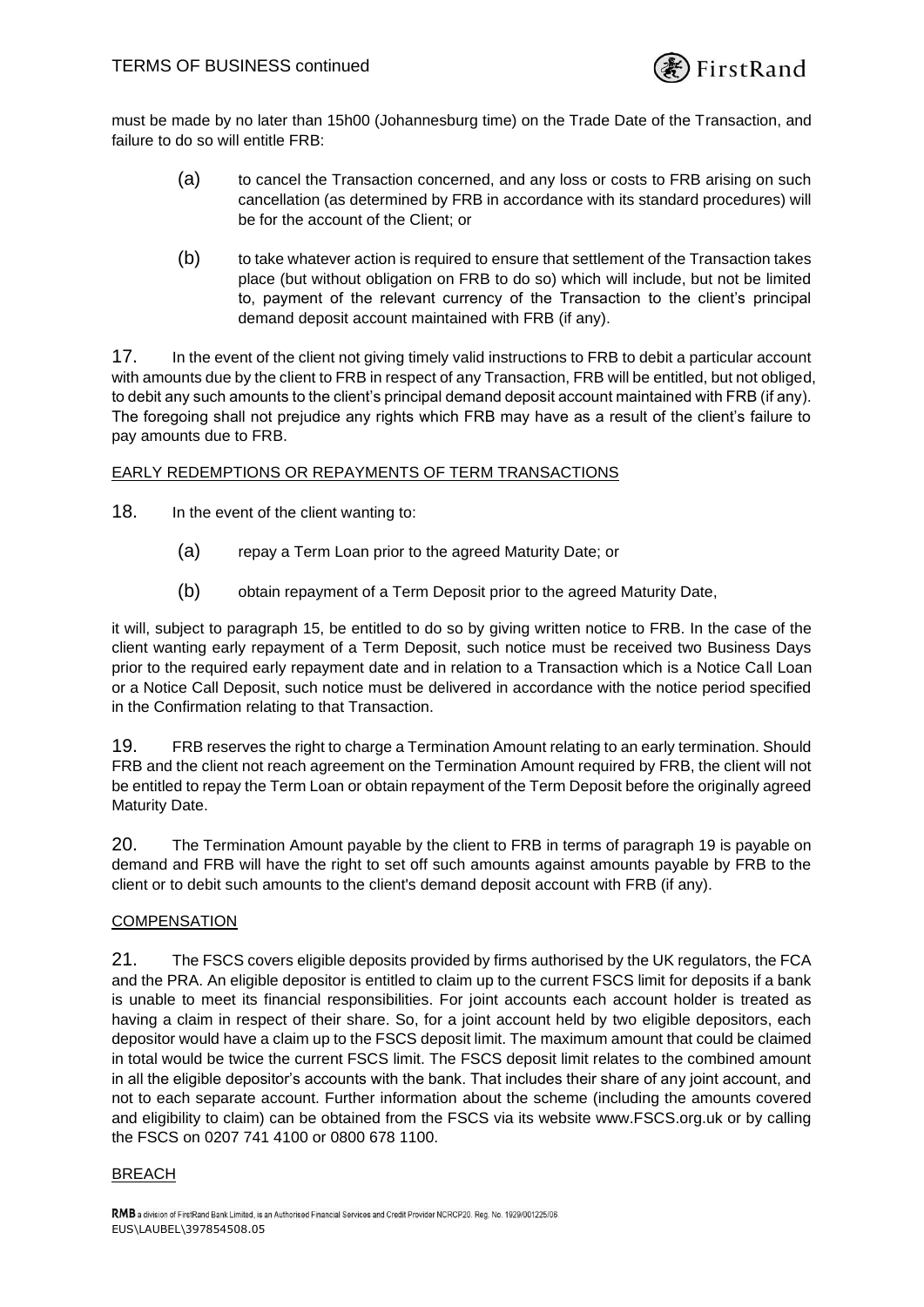must be made by no later than 15h00 (Johannesburg time) on the Trade Date of the Transaction, and failure to do so will entitle FRB:

(a) to cancel the Transaction concerned, and any loss or costs to FRB arising on such cancellation (as determined by FRB in accordance with its standard procedures) will be for the account of the Client; or

(b) to take whatever action is required to ensure that settlement of the Transaction takes place (but without obligation on FRB to do so) which will include, but not be limited to, payment of the relevant currency of the Transaction to the client's principal demand deposit account maintained with FRB (if any).

17. In the event of the client not giving timely valid instructions to FRB to debit a particular account with amounts due by the client to FRB in respect of any Transaction, FRB will be entitled, but not obliged, to debit any such amounts to the client's principal demand deposit account maintained with FRB (if any). The foregoing shall not prejudice any rights which FRB may have as a result of the client's failure to pay amounts due to FRB.

<u>EARLY REDEMPTIONS OR REPAYMENTS OF TERM TRANSACTIONS</u>

18. In the event of the client wanting to:

(a) repay a Term Loan prior to the agreed Maturity Date; or

(b) obtain repayment of a Term Deposit prior to the agreed Maturity Date,

it will, subject to paragraph 15, be entitled to do so by giving written notice to FRB. In the case of the client wanting early repayment of a Term Deposit, such notice must be received two Business Days prior to the required early repayment date and in relation to a Transaction which is a Notice Call Loan or a Notice Call Deposit, such notice must be delivered in accordance with the notice period specified in the Confirmation relating to that Transaction.

19. FRB reserves the right to charge a Termination Amount relating to an early termination. Should FRB and the client not reach agreement on the Termination Amount required by FRB, the client will not be entitled to repay the Term Loan or obtain repayment of the Term Deposit before the originally agreed Maturity Date.

20. The Termination Amount payable by the client to FRB in terms of paragraph 19 is payable on demand and FRB will have the right to set off such amounts against amounts payable by FRB to the client or to debit such amounts to the client's demand deposit account with FRB (if any).

<u>COMPENSATION</u>

21. The FSCS covers eligible deposits provided by firms authorised by the UK regulators, the FCA and the PRA. An eligible depositor is entitled to claim up to the current FSCS limit for deposits if a bank is unable to meet its financial responsibilities. For joint accounts each account holder is treated as having a claim in respect of their share. So, for a joint account held by two eligible depositors, each depositor would have a claim up to the FSCS deposit limit. The maximum amount that could be claimed in total would be twice the current FSCS limit. The FSCS deposit limit relates to the combined amount in all the eligible depositor's accounts with the bank. That includes their share of any joint account, and not to each separate account. Further information about the scheme (including the amounts covered and eligibility to claim) can be obtained from the FSCS via its website www.FSCS.org.uk or by calling the FSCS on 0207 741 4100 or 0800 678 1100.

<u>BREACH</u>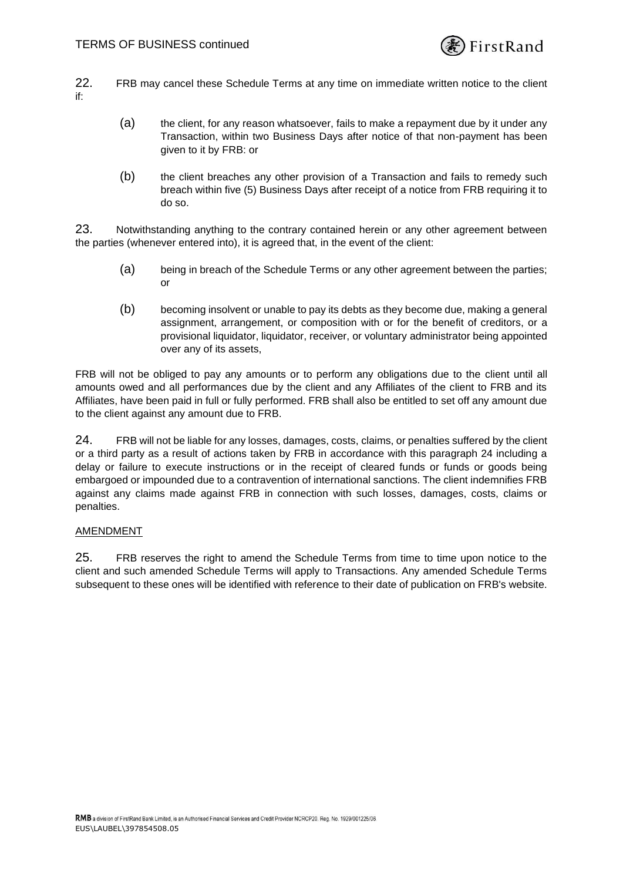22. FRB may cancel these Schedule Terms at any time on immediate written notice to the client if:

(a) the client, for any reason whatsoever, fails to make a repayment due by it under any Transaction, within two Business Days after notice of that non-payment has been given to it by FRB: or

(b) the client breaches any other provision of a Transaction and fails to remedy such breach within five (5) Business Days after receipt of a notice from FRB requiring it to do so.

23. Notwithstanding anything to the contrary contained herein or any other agreement between the parties (whenever entered into), it is agreed that, in the event of the client:

(a) being in breach of the Schedule Terms or any other agreement between the parties; or

(b) becoming insolvent or unable to pay its debts as they become due, making a general assignment, arrangement, or composition with or for the benefit of creditors, or a provisional liquidator, liquidator, receiver, or voluntary administrator being appointed over any of its assets,

FRB will not be obliged to pay any amounts or to perform any obligations due to the client until all amounts owed and all performances due by the client and any Affiliates of the client to FRB and its Affiliates, have been paid in full or fully performed. FRB shall also be entitled to set off any amount due to the client against any amount due to FRB.

24. FRB will not be liable for any losses, damages, costs, claims, or penalties suffered by the client or a third party as a result of actions taken by FRB in accordance with this paragraph 24 including a delay or failure to execute instructions or in the receipt of cleared funds or funds or goods being embargoed or impounded due to a contravention of international sanctions. The client indemnifies FRB against any claims made against FRB in connection with such losses, damages, costs, claims or penalties.

AMENDMENT

25. FRB reserves the right to amend the Schedule Terms from time to time upon notice to the client and such amended Schedule Terms will apply to Transactions. Any amended Schedule Terms subsequent to these ones will be identified with reference to their date of publication on FRB's website.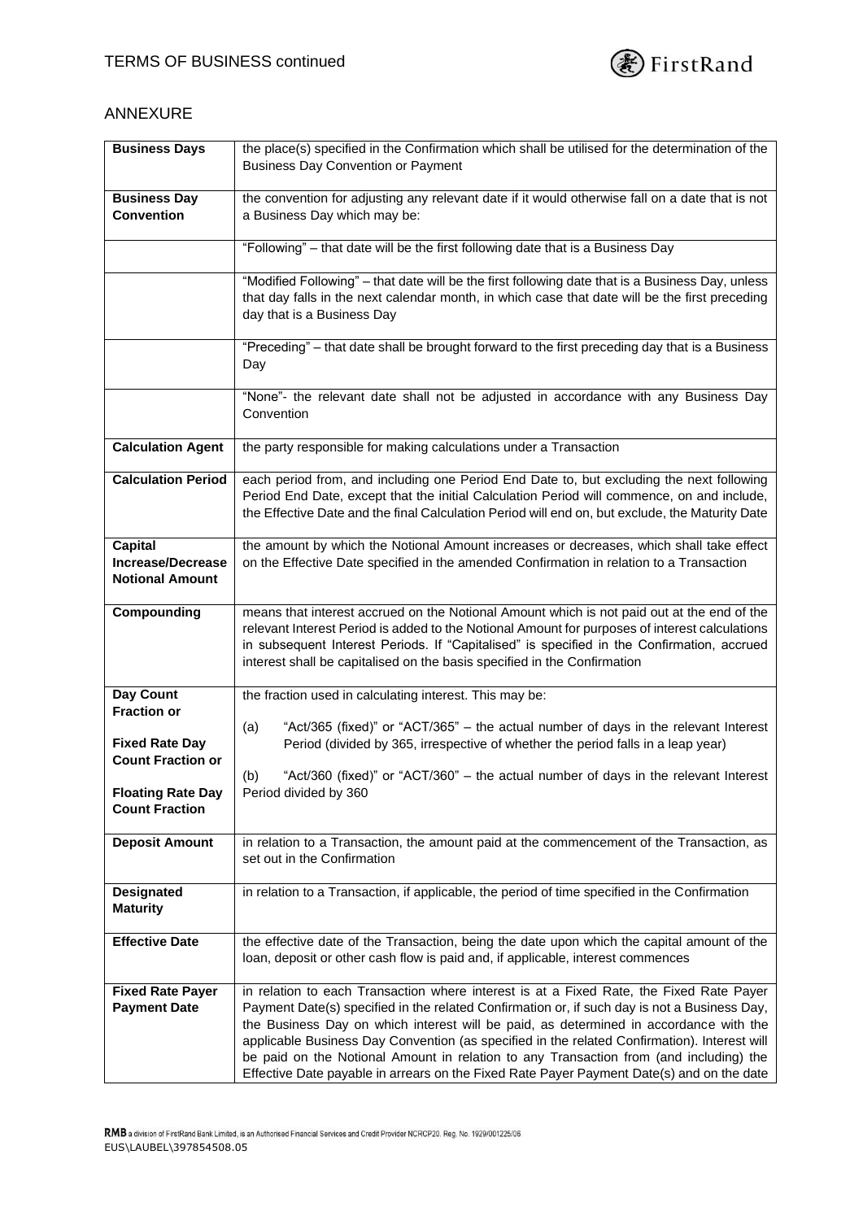## ANNEXURE

| | |
|---|---|
| **Business Days** | the place(s) specified in the Confirmation which shall be utilised for the determination of the Business Day Convention or Payment |
| **Business Day Convention** | the convention for adjusting any relevant date if it would otherwise fall on a date that is not a Business Day which may be: |
| | "Following" – that date will be the first following date that is a Business Day |
| | "Modified Following" – that date will be the first following date that is a Business Day, unless that day falls in the next calendar month, in which case that date will be the first preceding day that is a Business Day |
| | "Preceding" – that date shall be brought forward to the first preceding day that is a Business Day |
| | "None"- the relevant date shall not be adjusted in accordance with any Business Day Convention |
| **Calculation Agent** | the party responsible for making calculations under a Transaction |
| **Calculation Period** | each period from, and including one Period End Date to, but excluding the next following Period End Date, except that the initial Calculation Period will commence, on and include, the Effective Date and the final Calculation Period will end on, but exclude, the Maturity Date |
| **Capital Increase/Decrease Notional Amount** | the amount by which the Notional Amount increases or decreases, which shall take effect on the Effective Date specified in the amended Confirmation in relation to a Transaction |
| **Compounding** | means that interest accrued on the Notional Amount which is not paid out at the end of the relevant Interest Period is added to the Notional Amount for purposes of interest calculations in subsequent Interest Periods. If "Capitalised" is specified in the Confirmation, accrued interest shall be capitalised on the basis specified in the Confirmation |
| **Day Count Fraction or** **Fixed Rate Day Count Fraction or** **Floating Rate Day Count Fraction** | the fraction used in calculating interest. This may be: (a) "Act/365 (fixed)" or "ACT/365" – the actual number of days in the relevant Interest Period (divided by 365, irrespective of whether the period falls in a leap year) (b) "Act/360 (fixed)" or "ACT/360" – the actual number of days in the relevant Interest Period divided by 360 |
| **Deposit Amount** | in relation to a Transaction, the amount paid at the commencement of the Transaction, as set out in the Confirmation |
| **Designated Maturity** | in relation to a Transaction, if applicable, the period of time specified in the Confirmation |
| **Effective Date** | the effective date of the Transaction, being the date upon which the capital amount of the loan, deposit or other cash flow is paid and, if applicable, interest commences |
| **Fixed Rate Payer Payment Date** | in relation to each Transaction where interest is at a Fixed Rate, the Fixed Rate Payer Payment Date(s) specified in the related Confirmation or, if such day is not a Business Day, the Business Day on which interest will be paid, as determined in accordance with the applicable Business Day Convention (as specified in the related Confirmation). Interest will be paid on the Notional Amount in relation to any Transaction from (and including) the Effective Date payable in arrears on the Fixed Rate Payer Payment Date(s) and on the date |

RMB a division of FirstRand Bank Limited, is an Authorised Financial Services and Credit Provider NCRCP20. Reg. No. 1929/001225/06
EUS\LAUBEL\397854508.05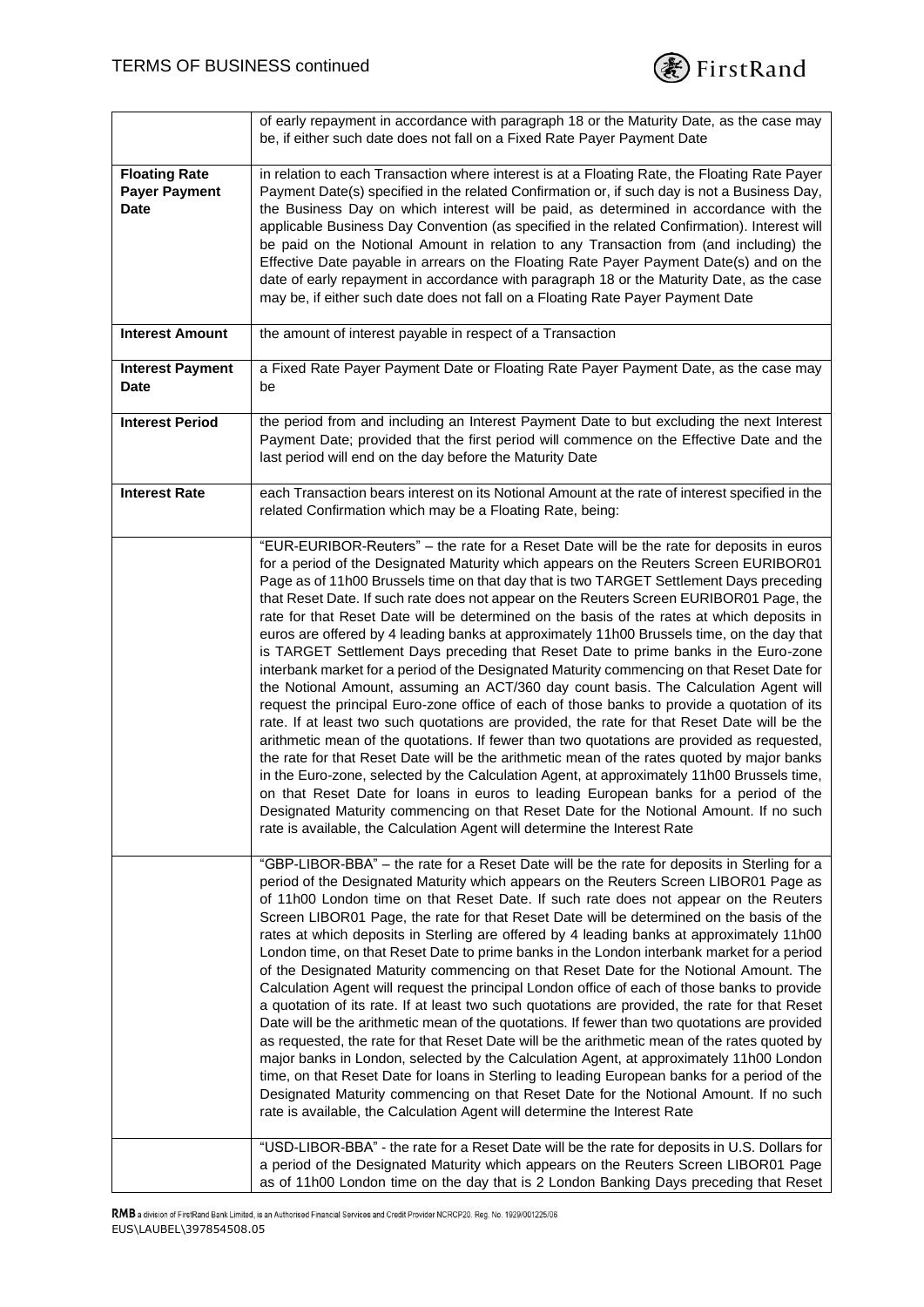| | |
|---|---|
| | of early repayment in accordance with paragraph 18 or the Maturity Date, as the case may be, if either such date does not fall on a Fixed Rate Payer Payment Date |
| **Floating Rate Payer Payment Date** | in relation to each Transaction where interest is at a Floating Rate, the Floating Rate Payer Payment Date(s) specified in the related Confirmation or, if such day is not a Business Day, the Business Day on which interest will be paid, as determined in accordance with the applicable Business Day Convention (as specified in the related Confirmation). Interest will be paid on the Notional Amount in relation to any Transaction from (and including) the Effective Date payable in arrears on the Floating Rate Payer Payment Date(s) and on the date of early repayment in accordance with paragraph 18 or the Maturity Date, as the case may be, if either such date does not fall on a Floating Rate Payer Payment Date |
| **Interest Amount** | the amount of interest payable in respect of a Transaction |
| **Interest Payment Date** | a Fixed Rate Payer Payment Date or Floating Rate Payer Payment Date, as the case may be |
| **Interest Period** | the period from and including an Interest Payment Date to but excluding the next Interest Payment Date; provided that the first period will commence on the Effective Date and the last period will end on the day before the Maturity Date |
| **Interest Rate** | each Transaction bears interest on its Notional Amount at the rate of interest specified in the related Confirmation which may be a Floating Rate, being: |
| | "EUR-EURIBOR-Reuters" – the rate for a Reset Date will be the rate for deposits in euros for a period of the Designated Maturity which appears on the Reuters Screen EURIBOR01 Page as of 11h00 Brussels time on that day that is two TARGET Settlement Days preceding that Reset Date. If such rate does not appear on the Reuters Screen EURIBOR01 Page, the rate for that Reset Date will be determined on the basis of the rates at which deposits in euros are offered by 4 leading banks at approximately 11h00 Brussels time, on the day that is TARGET Settlement Days preceding that Reset Date to prime banks in the Euro-zone interbank market for a period of the Designated Maturity commencing on that Reset Date for the Notional Amount, assuming an ACT/360 day count basis. The Calculation Agent will request the principal Euro-zone office of each of those banks to provide a quotation of its rate. If at least two such quotations are provided, the rate for that Reset Date will be the arithmetic mean of the quotations. If fewer than two quotations are provided as requested, the rate for that Reset Date will be the arithmetic mean of the rates quoted by major banks in the Euro-zone, selected by the Calculation Agent, at approximately 11h00 Brussels time, on that Reset Date for loans in euros to leading European banks for a period of the Designated Maturity commencing on that Reset Date for the Notional Amount. If no such rate is available, the Calculation Agent will determine the Interest Rate |
| | "GBP-LIBOR-BBA" – the rate for a Reset Date will be the rate for deposits in Sterling for a period of the Designated Maturity which appears on the Reuters Screen LIBOR01 Page as of 11h00 London time on that Reset Date. If such rate does not appear on the Reuters Screen LIBOR01 Page, the rate for that Reset Date will be determined on the basis of the rates at which deposits in Sterling are offered by 4 leading banks at approximately 11h00 London time, on that Reset Date to prime banks in the London interbank market for a period of the Designated Maturity commencing on that Reset Date for the Notional Amount. The Calculation Agent will request the principal London office of each of those banks to provide a quotation of its rate. If at least two such quotations are provided, the rate for that Reset Date will be the arithmetic mean of the quotations. If fewer than two quotations are provided as requested, the rate for that Reset Date will be the arithmetic mean of the rates quoted by major banks in London, selected by the Calculation Agent, at approximately 11h00 London time, on that Reset Date for loans in Sterling to leading European banks for a period of the Designated Maturity commencing on that Reset Date for the Notional Amount. If no such rate is available, the Calculation Agent will determine the Interest Rate |
| | "USD-LIBOR-BBA" - the rate for a Reset Date will be the rate for deposits in U.S. Dollars for a period of the Designated Maturity which appears on the Reuters Screen LIBOR01 Page as of 11h00 London time on the day that is 2 London Banking Days preceding that Reset |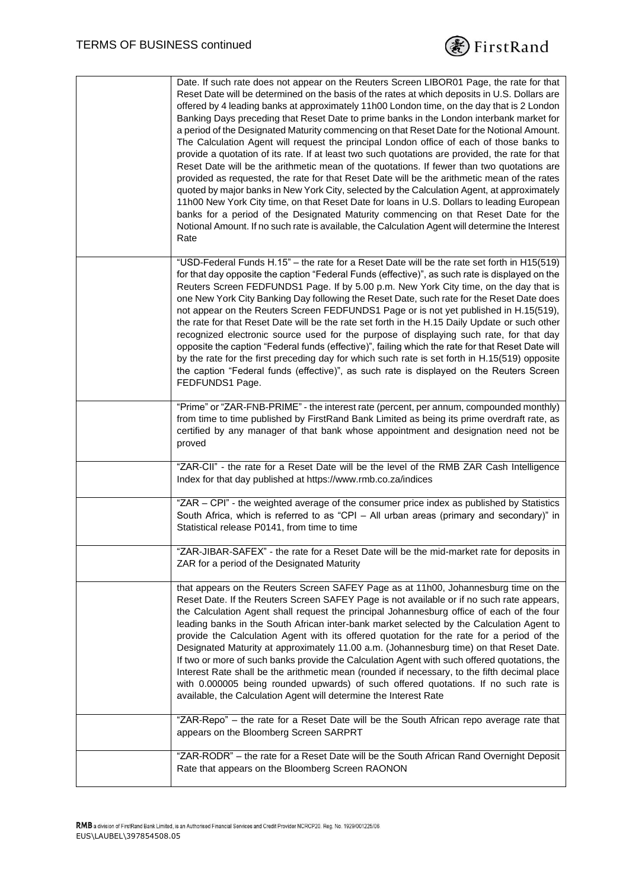| | |
|---|---|
| | Date. If such rate does not appear on the Reuters Screen LIBOR01 Page, the rate for that Reset Date will be determined on the basis of the rates at which deposits in U.S. Dollars are offered by 4 leading banks at approximately 11h00 London time, on the day that is 2 London Banking Days preceding that Reset Date to prime banks in the London interbank market for a period of the Designated Maturity commencing on that Reset Date for the Notional Amount. The Calculation Agent will request the principal London office of each of those banks to provide a quotation of its rate. If at least two such quotations are provided, the rate for that Reset Date will be the arithmetic mean of the quotations. If fewer than two quotations are provided as requested, the rate for that Reset Date will be the arithmetic mean of the rates quoted by major banks in New York City, selected by the Calculation Agent, at approximately 11h00 New York City time, on that Reset Date for loans in U.S. Dollars to leading European banks for a period of the Designated Maturity commencing on that Reset Date for the Notional Amount. If no such rate is available, the Calculation Agent will determine the Interest Rate |
| | "USD-Federal Funds H.15" – the rate for a Reset Date will be the rate set forth in H15(519) for that day opposite the caption "Federal Funds (effective)", as such rate is displayed on the Reuters Screen FEDFUNDS1 Page. If by 5.00 p.m. New York City time, on the day that is one New York City Banking Day following the Reset Date, such rate for the Reset Date does not appear on the Reuters Screen FEDFUNDS1 Page or is not yet published in H.15(519), the rate for that Reset Date will be the rate set forth in the H.15 Daily Update or such other recognized electronic source used for the purpose of displaying such rate, for that day opposite the caption "Federal funds (effective)", failing which the rate for that Reset Date will by the rate for the first preceding day for which such rate is set forth in H.15(519) opposite the caption "Federal funds (effective)", as such rate is displayed on the Reuters Screen FEDFUNDS1 Page. |
| | "Prime" or "ZAR-FNB-PRIME" - the interest rate (percent, per annum, compounded monthly) from time to time published by FirstRand Bank Limited as being its prime overdraft rate, as certified by any manager of that bank whose appointment and designation need not be proved |
| | "ZAR-CII" - the rate for a Reset Date will be the level of the RMB ZAR Cash Intelligence Index for that day published at https://www.rmb.co.za/indices |
| | "ZAR – CPI" - the weighted average of the consumer price index as published by Statistics South Africa, which is referred to as "CPI – All urban areas (primary and secondary)" in Statistical release P0141, from time to time |
| | "ZAR-JIBAR-SAFEX" - the rate for a Reset Date will be the mid-market rate for deposits in ZAR for a period of the Designated Maturity |
| | that appears on the Reuters Screen SAFEY Page as at 11h00, Johannesburg time on the Reset Date. If the Reuters Screen SAFEY Page is not available or if no such rate appears, the Calculation Agent shall request the principal Johannesburg office of each of the four leading banks in the South African inter-bank market selected by the Calculation Agent to provide the Calculation Agent with its offered quotation for the rate for a period of the Designated Maturity at approximately 11.00 a.m. (Johannesburg time) on that Reset Date. If two or more of such banks provide the Calculation Agent with such offered quotations, the Interest Rate shall be the arithmetic mean (rounded if necessary, to the fifth decimal place with 0.000005 being rounded upwards) of such offered quotations. If no such rate is available, the Calculation Agent will determine the Interest Rate |
| | "ZAR-Repo" – the rate for a Reset Date will be the South African repo average rate that appears on the Bloomberg Screen SARPRT |
| | "ZAR-RODR" – the rate for a Reset Date will be the South African Rand Overnight Deposit Rate that appears on the Bloomberg Screen RAONON |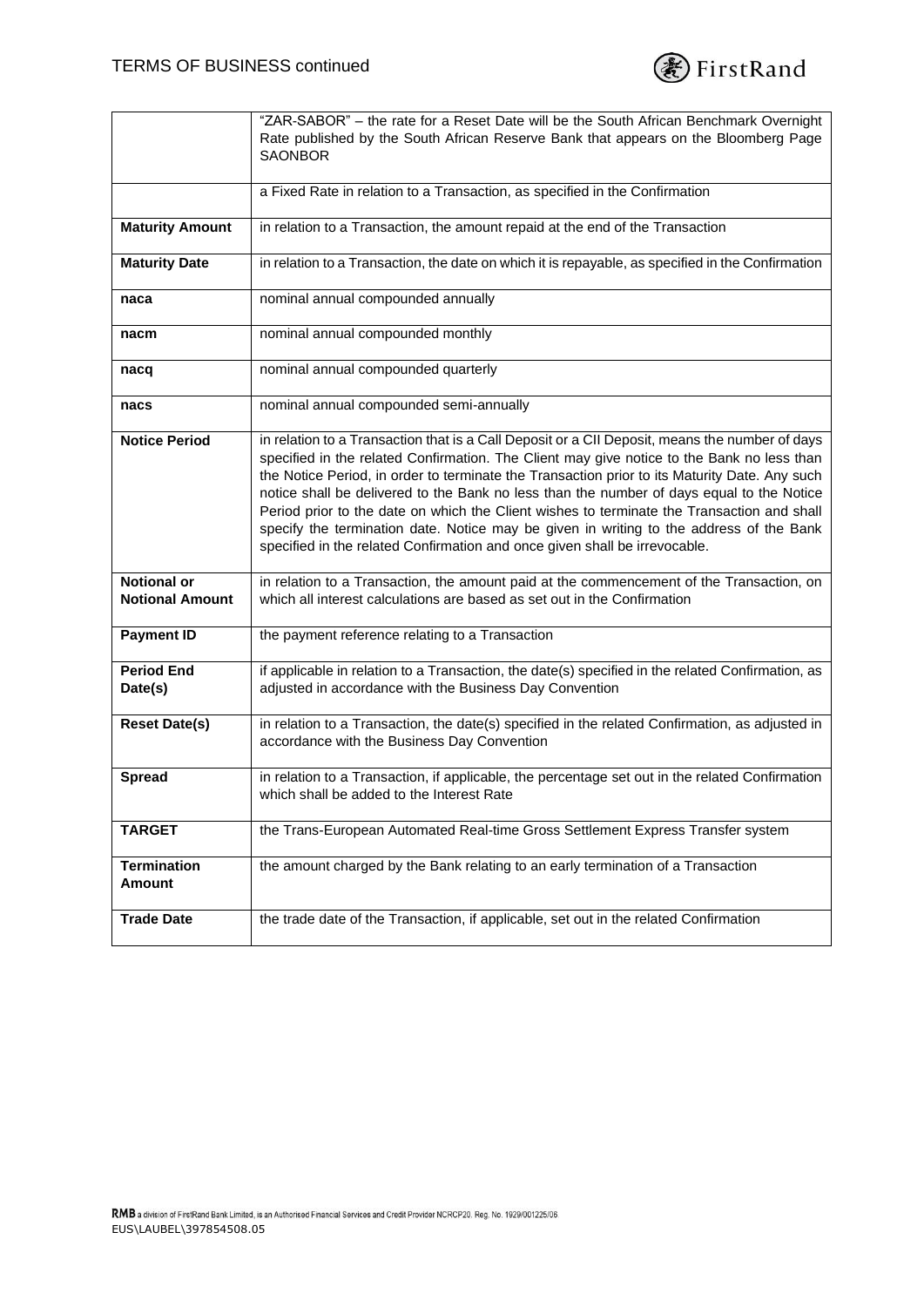| | |
|---|---|
| | "ZAR-SABOR" – the rate for a Reset Date will be the South African Benchmark Overnight Rate published by the South African Reserve Bank that appears on the Bloomberg Page SAONBOR |
| | a Fixed Rate in relation to a Transaction, as specified in the Confirmation |
| **Maturity Amount** | in relation to a Transaction, the amount repaid at the end of the Transaction |
| **Maturity Date** | in relation to a Transaction, the date on which it is repayable, as specified in the Confirmation |
| **naca** | nominal annual compounded annually |
| **nacm** | nominal annual compounded monthly |
| **nacq** | nominal annual compounded quarterly |
| **nacs** | nominal annual compounded semi-annually |
| **Notice Period** | in relation to a Transaction that is a Call Deposit or a CII Deposit, means the number of days specified in the related Confirmation. The Client may give notice to the Bank no less than the Notice Period, in order to terminate the Transaction prior to its Maturity Date. Any such notice shall be delivered to the Bank no less than the number of days equal to the Notice Period prior to the date on which the Client wishes to terminate the Transaction and shall specify the termination date. Notice may be given in writing to the address of the Bank specified in the related Confirmation and once given shall be irrevocable. |
| **Notional or Notional Amount** | in relation to a Transaction, the amount paid at the commencement of the Transaction, on which all interest calculations are based as set out in the Confirmation |
| **Payment ID** | the payment reference relating to a Transaction |
| **Period End Date(s)** | if applicable in relation to a Transaction, the date(s) specified in the related Confirmation, as adjusted in accordance with the Business Day Convention |
| **Reset Date(s)** | in relation to a Transaction, the date(s) specified in the related Confirmation, as adjusted in accordance with the Business Day Convention |
| **Spread** | in relation to a Transaction, if applicable, the percentage set out in the related Confirmation which shall be added to the Interest Rate |
| **TARGET** | the Trans-European Automated Real-time Gross Settlement Express Transfer system |
| **Termination Amount** | the amount charged by the Bank relating to an early termination of a Transaction |
| **Trade Date** | the trade date of the Transaction, if applicable, set out in the related Confirmation |